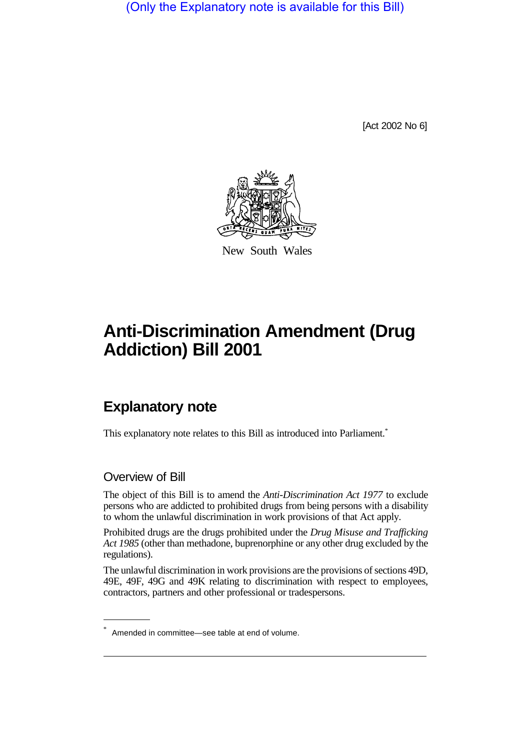(Only the Explanatory note is available for this Bill)

[Act 2002 No 6]

New South Wales

# Anti-Discrimination Amendment (Drug Addiction) Bill 2001

## Explanatory note

This explanatory note relates to this Bill as introduced into Parliament.*

### Overview of Bill

The object of this Bill is to amend the *Anti-Discrimination Act 1977* to exclude persons who are addicted to prohibited drugs from being persons with a disability to whom the unlawful discrimination in work provisions of that Act apply.

Prohibited drugs are the drugs prohibited under the *Drug Misuse and Trafficking Act 1985* (other than methadone, buprenorphine or any other drug excluded by the regulations).

The unlawful discrimination in work provisions are the provisions of sections 49D, 49E, 49F, 49G and 49K relating to discrimination with respect to employees, contractors, partners and other professional or tradespersons.

---

* Amended in committee—see table at end of volume.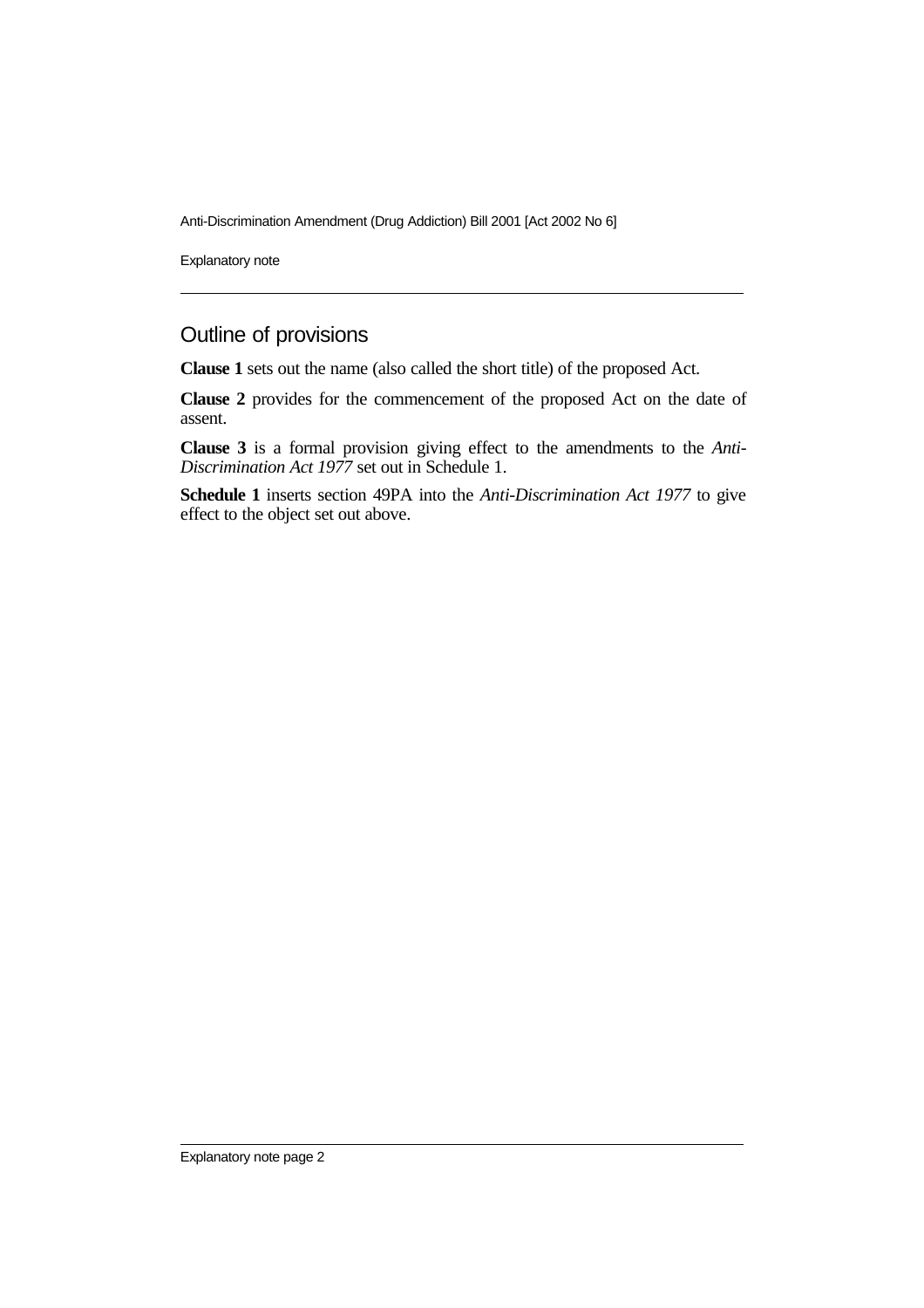## Outline of provisions

**Clause 1** sets out the name (also called the short title) of the proposed Act.

**Clause 2** provides for the commencement of the proposed Act on the date of assent.

**Clause 3** is a formal provision giving effect to the amendments to the *Anti-Discrimination Act 1977* set out in Schedule 1.

**Schedule 1** inserts section 49PA into the *Anti-Discrimination Act 1977* to give effect to the object set out above.